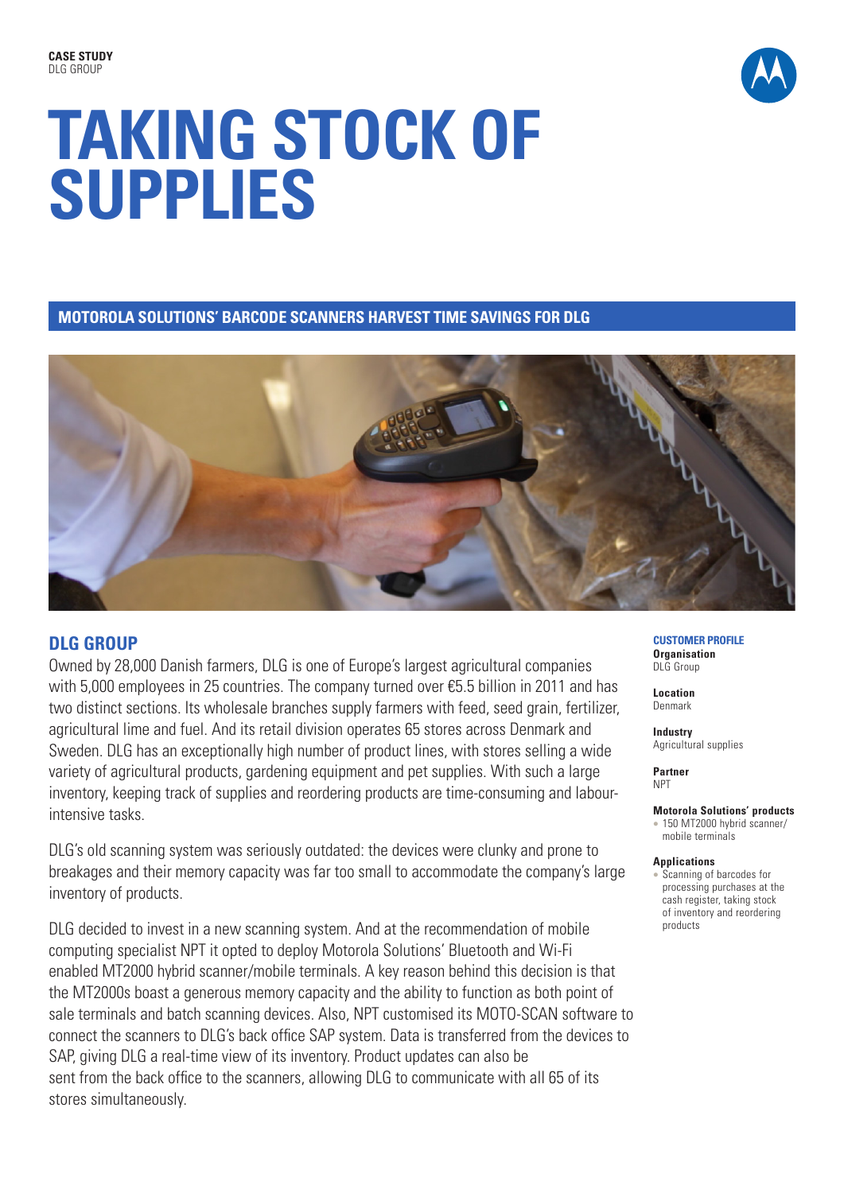**CASE STUDY**
DLG GROUP

# TAKING STOCK OF SUPPLIES

## MOTOROLA SOLUTIONS' BARCODE SCANNERS HARVEST TIME SAVINGS FOR DLG

## DLG GROUP

Owned by 28,000 Danish farmers, DLG is one of Europe's largest agricultural companies with 5,000 employees in 25 countries. The company turned over €5.5 billion in 2011 and has two distinct sections. Its wholesale branches supply farmers with feed, seed grain, fertilizer, agricultural lime and fuel. And its retail division operates 65 stores across Denmark and Sweden. DLG has an exceptionally high number of product lines, with stores selling a wide variety of agricultural products, gardening equipment and pet supplies. With such a large inventory, keeping track of supplies and reordering products are time-consuming and labour-intensive tasks.

DLG's old scanning system was seriously outdated: the devices were clunky and prone to breakages and their memory capacity was far too small to accommodate the company's large inventory of products.

DLG decided to invest in a new scanning system. And at the recommendation of mobile computing specialist NPT it opted to deploy Motorola Solutions' Bluetooth and Wi-Fi enabled MT2000 hybrid scanner/mobile terminals. A key reason behind this decision is that the MT2000s boast a generous memory capacity and the ability to function as both point of sale terminals and batch scanning devices. Also, NPT customised its MOTO-SCAN software to connect the scanners to DLG's back office SAP system. Data is transferred from the devices to SAP, giving DLG a real-time view of its inventory. Product updates can also be sent from the back office to the scanners, allowing DLG to communicate with all 65 of its stores simultaneously.

### CUSTOMER PROFILE

**Organisation**
DLG Group

**Location**
Denmark

**Industry**
Agricultural supplies

**Partner**
NPT

**Motorola Solutions' products**
- 150 MT2000 hybrid scanner/mobile terminals

**Applications**
- Scanning of barcodes for processing purchases at the cash register, taking stock of inventory and reordering products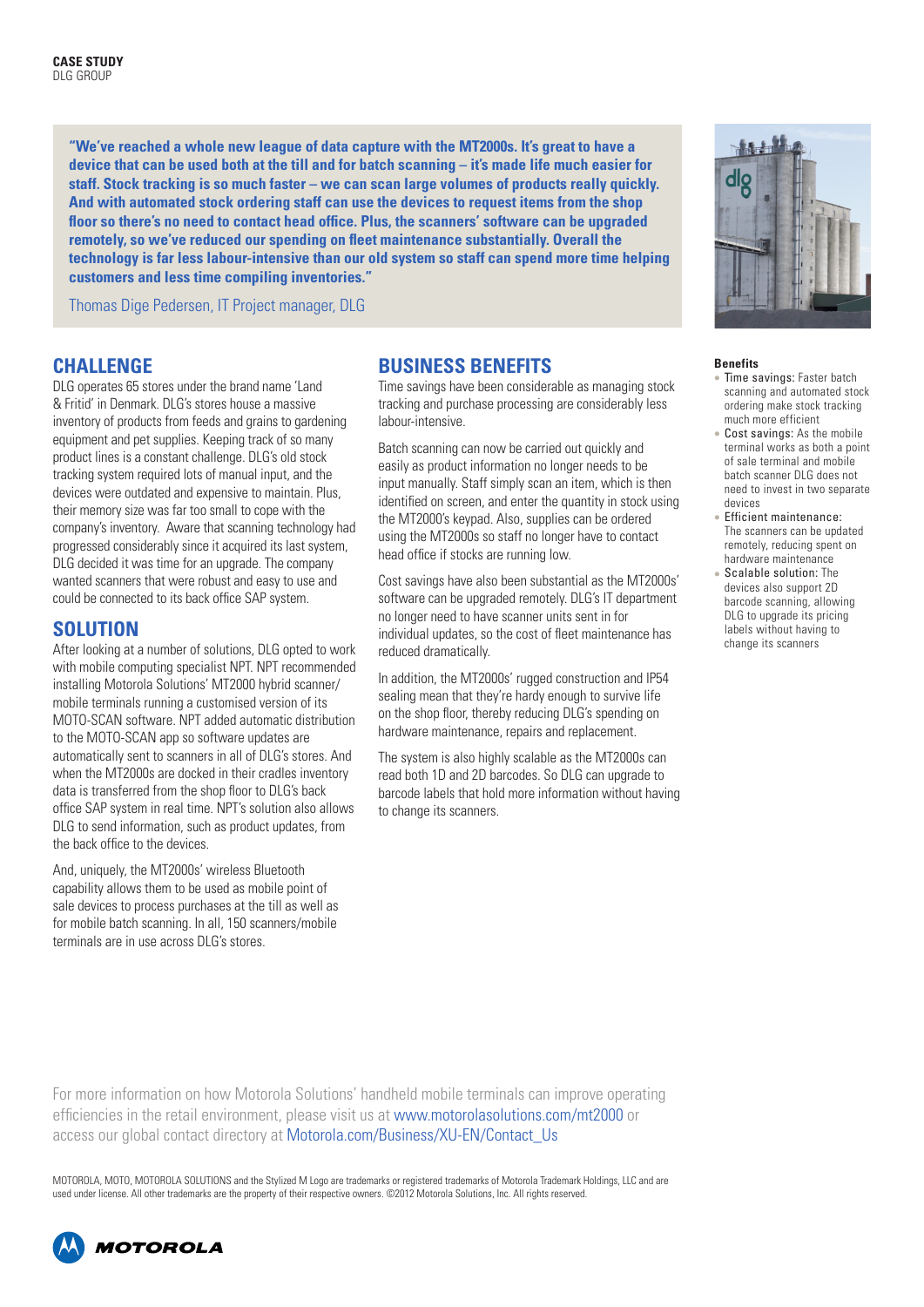**CASE STUDY**
DLG GROUP

**"We've reached a whole new league of data capture with the MT2000s. It's great to have a device that can be used both at the till and for batch scanning – it's made life much easier for staff. Stock tracking is so much faster – we can scan large volumes of products really quickly. And with automated stock ordering staff can use the devices to request items from the shop floor so there's no need to contact head office. Plus, the scanners' software can be upgraded remotely, so we've reduced our spending on fleet maintenance substantially. Overall the technology is far less labour-intensive than our old system so staff can spend more time helping customers and less time compiling inventories."**

Thomas Dige Pedersen, IT Project manager, DLG

## CHALLENGE

DLG operates 65 stores under the brand name 'Land & Fritid' in Denmark. DLG's stores house a massive inventory of products from feeds and grains to gardening equipment and pet supplies. Keeping track of so many product lines is a constant challenge. DLG's old stock tracking system required lots of manual input, and the devices were outdated and expensive to maintain. Plus, their memory size was far too small to cope with the company's inventory. Aware that scanning technology had progressed considerably since it acquired its last system, DLG decided it was time for an upgrade. The company wanted scanners that were robust and easy to use and could be connected to its back office SAP system.

## SOLUTION

After looking at a number of solutions, DLG opted to work with mobile computing specialist NPT. NPT recommended installing Motorola Solutions' MT2000 hybrid scanner/mobile terminals running a customised version of its MOTO-SCAN software. NPT added automatic distribution to the MOTO-SCAN app so software updates are automatically sent to scanners in all of DLG's stores. And when the MT2000s are docked in their cradles inventory data is transferred from the shop floor to DLG's back office SAP system in real time. NPT's solution also allows DLG to send information, such as product updates, from the back office to the devices.

And, uniquely, the MT2000s' wireless Bluetooth capability allows them to be used as mobile point of sale devices to process purchases at the till as well as for mobile batch scanning. In all, 150 scanners/mobile terminals are in use across DLG's stores.

## BUSINESS BENEFITS

Time savings have been considerable as managing stock tracking and purchase processing are considerably less labour-intensive.

Batch scanning can now be carried out quickly and easily as product information no longer needs to be input manually. Staff simply scan an item, which is then identified on screen, and enter the quantity in stock using the MT2000's keypad. Also, supplies can be ordered using the MT2000s so staff no longer have to contact head office if stocks are running low.

Cost savings have also been substantial as the MT2000s' software can be upgraded remotely. DLG's IT department no longer need to have scanner units sent in for individual updates, so the cost of fleet maintenance has reduced dramatically.

In addition, the MT2000s' rugged construction and IP54 sealing mean that they're hardy enough to survive life on the shop floor, thereby reducing DLG's spending on hardware maintenance, repairs and replacement.

The system is also highly scalable as the MT2000s can read both 1D and 2D barcodes. So DLG can upgrade to barcode labels that hold more information without having to change its scanners.

**Benefits**

- Time savings: Faster batch scanning and automated stock ordering make stock tracking much more efficient
- Cost savings: As the mobile terminal works as both a point of sale terminal and mobile batch scanner DLG does not need to invest in two separate devices
- Efficient maintenance: The scanners can be updated remotely, reducing spent on hardware maintenance
- Scalable solution: The devices also support 2D barcode scanning, allowing DLG to upgrade its pricing labels without having to change its scanners

For more information on how Motorola Solutions' handheld mobile terminals can improve operating efficiencies in the retail environment, please visit us at www.motorolasolutions.com/mt2000 or access our global contact directory at Motorola.com/Business/XU-EN/Contact_Us

MOTOROLA, MOTO, MOTOROLA SOLUTIONS and the Stylized M Logo are trademarks or registered trademarks of Motorola Trademark Holdings, LLC and are used under license. All other trademarks are the property of their respective owners. ©2012 Motorola Solutions, Inc. All rights reserved.

MOTOROLA